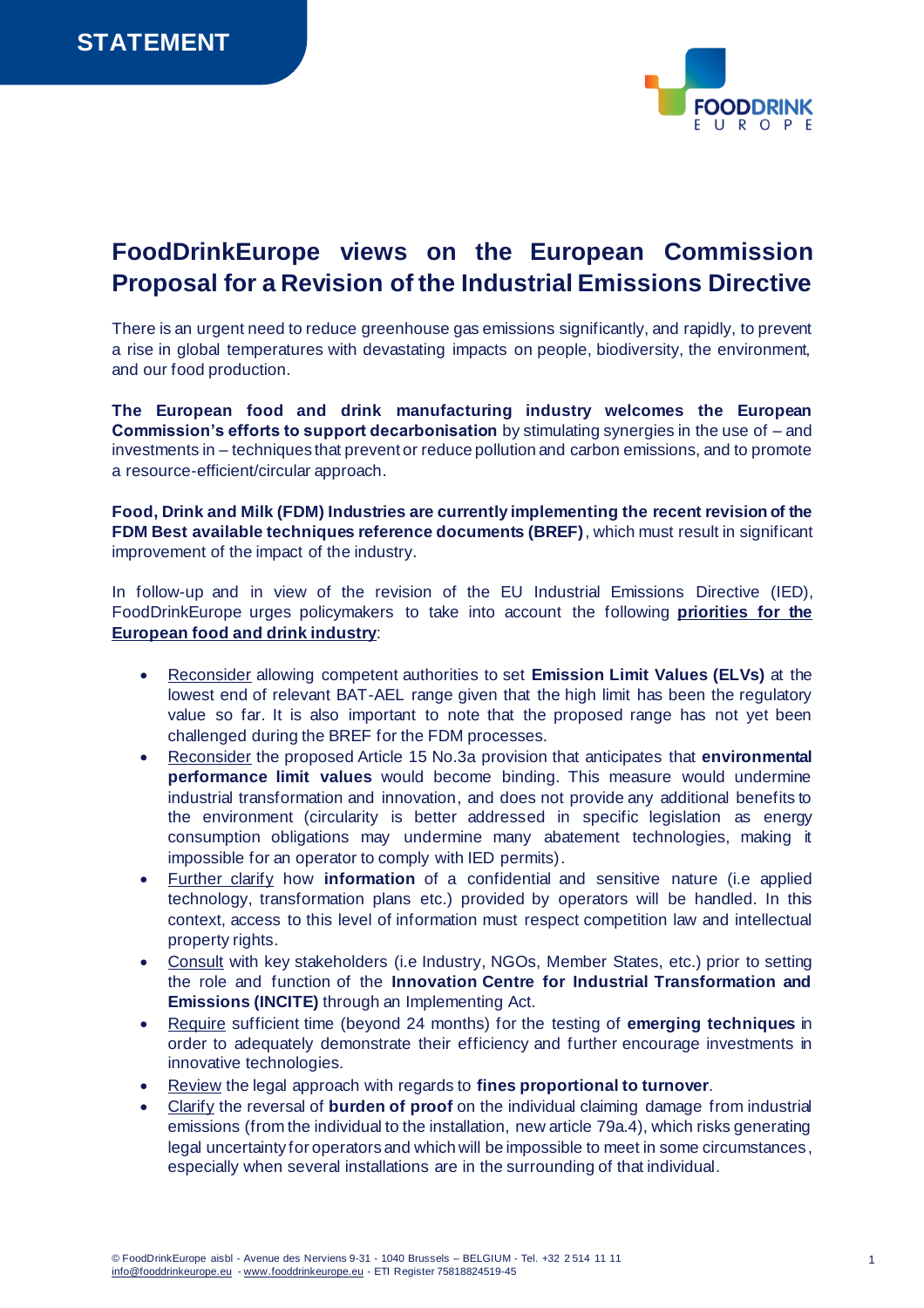STATEMENT

# FoodDrinkEurope views on the European Commission Proposal for a Revision of the Industrial Emissions Directive

There is an urgent need to reduce greenhouse gas emissions significantly, and rapidly, to prevent a rise in global temperatures with devastating impacts on people, biodiversity, the environment, and our food production.

**The European food and drink manufacturing industry welcomes the European Commission's efforts to support decarbonisation** by stimulating synergies in the use of – and investments in – techniques that prevent or reduce pollution and carbon emissions, and to promote a resource-efficient/circular approach.

**Food, Drink and Milk (FDM) Industries are currently implementing the recent revision of the FDM Best available techniques reference documents (BREF)**, which must result in significant improvement of the impact of the industry.

In follow-up and in view of the revision of the EU Industrial Emissions Directive (IED), FoodDrinkEurope urges policymakers to take into account the following **priorities for the European food and drink industry**:

- Reconsider allowing competent authorities to set **Emission Limit Values (ELVs)** at the lowest end of relevant BAT-AEL range given that the high limit has been the regulatory value so far. It is also important to note that the proposed range has not yet been challenged during the BREF for the FDM processes.
- Reconsider the proposed Article 15 No.3a provision that anticipates that **environmental performance limit values** would become binding. This measure would undermine industrial transformation and innovation, and does not provide any additional benefits to the environment (circularity is better addressed in specific legislation as energy consumption obligations may undermine many abatement technologies, making it impossible for an operator to comply with IED permits).
- Further clarify how **information** of a confidential and sensitive nature (i.e applied technology, transformation plans etc.) provided by operators will be handled. In this context, access to this level of information must respect competition law and intellectual property rights.
- Consult with key stakeholders (i.e Industry, NGOs, Member States, etc.) prior to setting the role and function of the **Innovation Centre for Industrial Transformation and Emissions (INCITE)** through an Implementing Act.
- Require sufficient time (beyond 24 months) for the testing of **emerging techniques** in order to adequately demonstrate their efficiency and further encourage investments in innovative technologies.
- Review the legal approach with regards to **fines proportional to turnover**.
- Clarify the reversal of **burden of proof** on the individual claiming damage from industrial emissions (from the individual to the installation, new article 79a.4), which risks generating legal uncertainty for operators and which will be impossible to meet in some circumstances, especially when several installations are in the surrounding of that individual.

© FoodDrinkEurope aisbl - Avenue des Nerviens 9-31 - 1040 Brussels – BELGIUM - Tel. +32 2 514 11 11
info@fooddrinkeurope.eu - www.fooddrinkeurope.eu - ETI Register 75818824519-45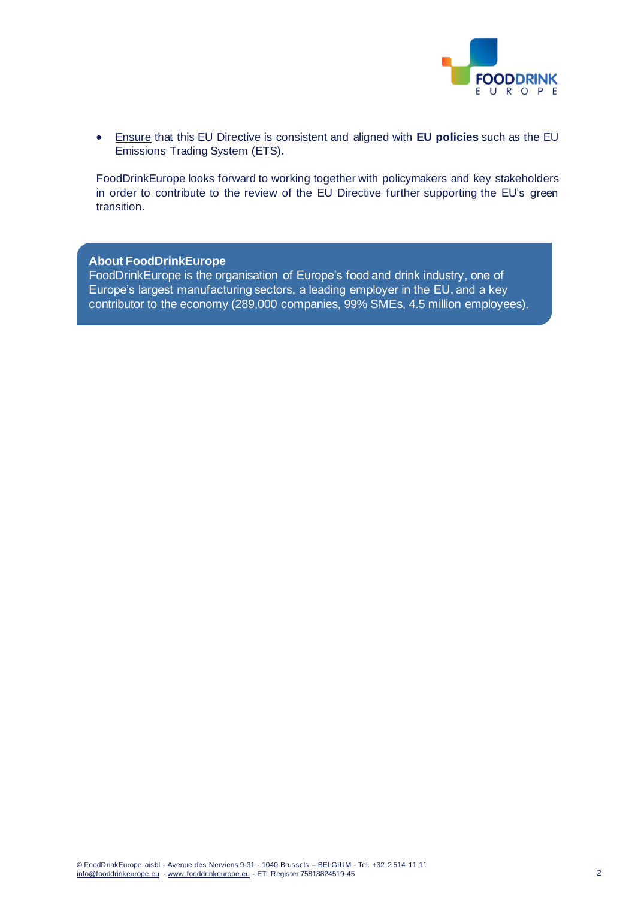- Ensure that this EU Directive is consistent and aligned with **EU policies** such as the EU Emissions Trading System (ETS).

FoodDrinkEurope looks forward to working together with policymakers and key stakeholders in order to contribute to the review of the EU Directive further supporting the EU's green transition.

**About FoodDrinkEurope**
FoodDrinkEurope is the organisation of Europe's food and drink industry, one of Europe's largest manufacturing sectors, a leading employer in the EU, and a key contributor to the economy (289,000 companies, 99% SMEs, 4.5 million employees).